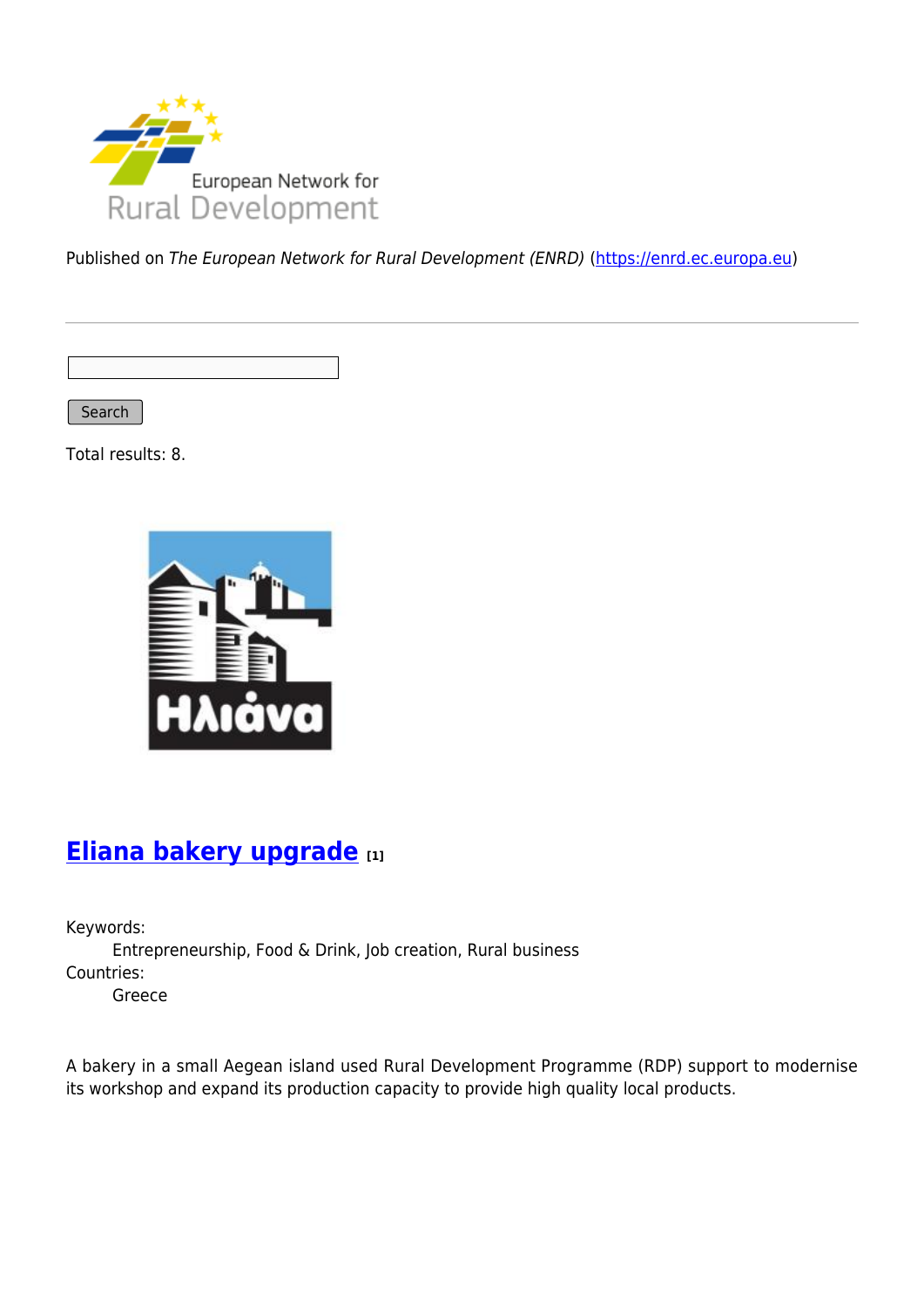Published on *The European Network for Rural Development (ENRD)* (https://enrd.ec.europa.eu)

Search

Total results: 8.

## Eliana bakery upgrade [1]

Keywords:
Entrepreneurship, Food & Drink, Job creation, Rural business

Countries:
Greece

A bakery in a small Aegean island used Rural Development Programme (RDP) support to modernise its workshop and expand its production capacity to provide high quality local products.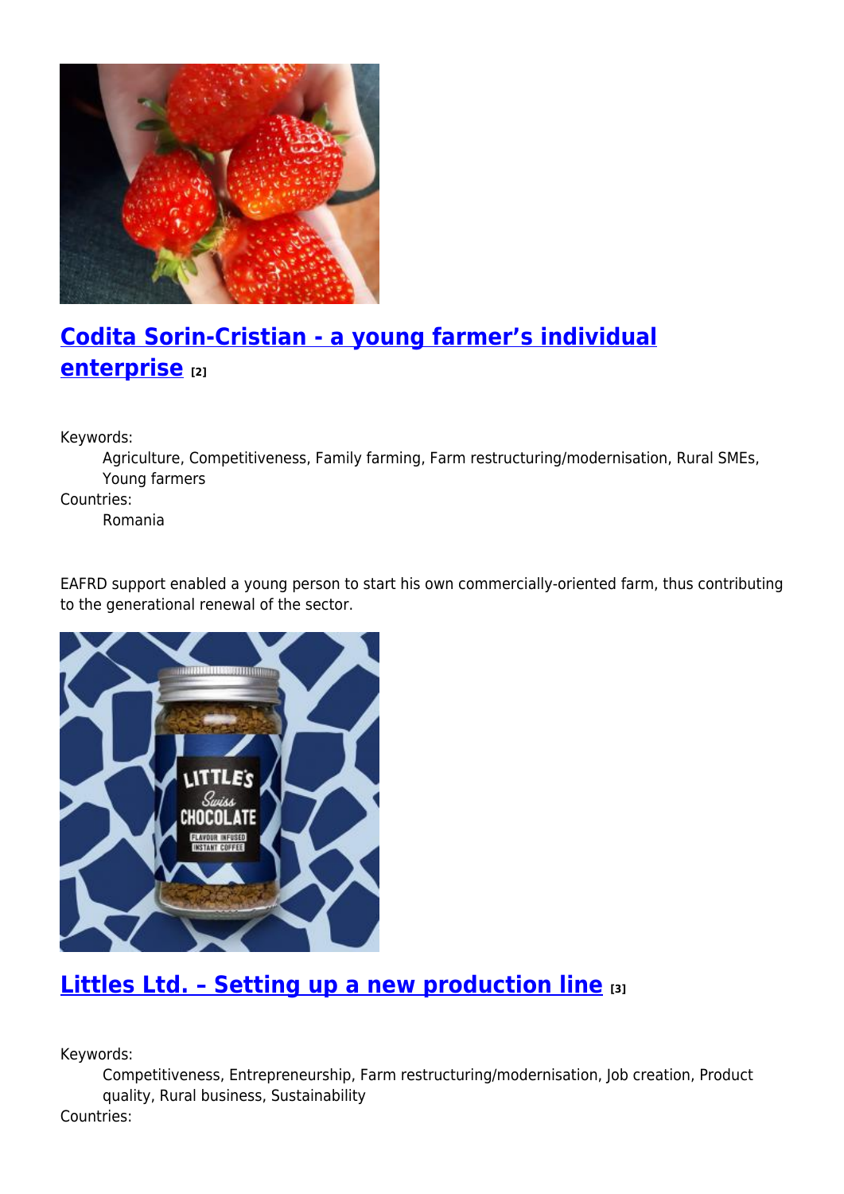## Codita Sorin-Cristian - a young farmer's individual enterprise [2]

Keywords:

Agriculture, Competitiveness, Family farming, Farm restructuring/modernisation, Rural SMEs, Young farmers

Countries:

Romania

EAFRD support enabled a young person to start his own commercially-oriented farm, thus contributing to the generational renewal of the sector.

## Littles Ltd. – Setting up a new production line [3]

Keywords:

Competitiveness, Entrepreneurship, Farm restructuring/modernisation, Job creation, Product quality, Rural business, Sustainability

Countries: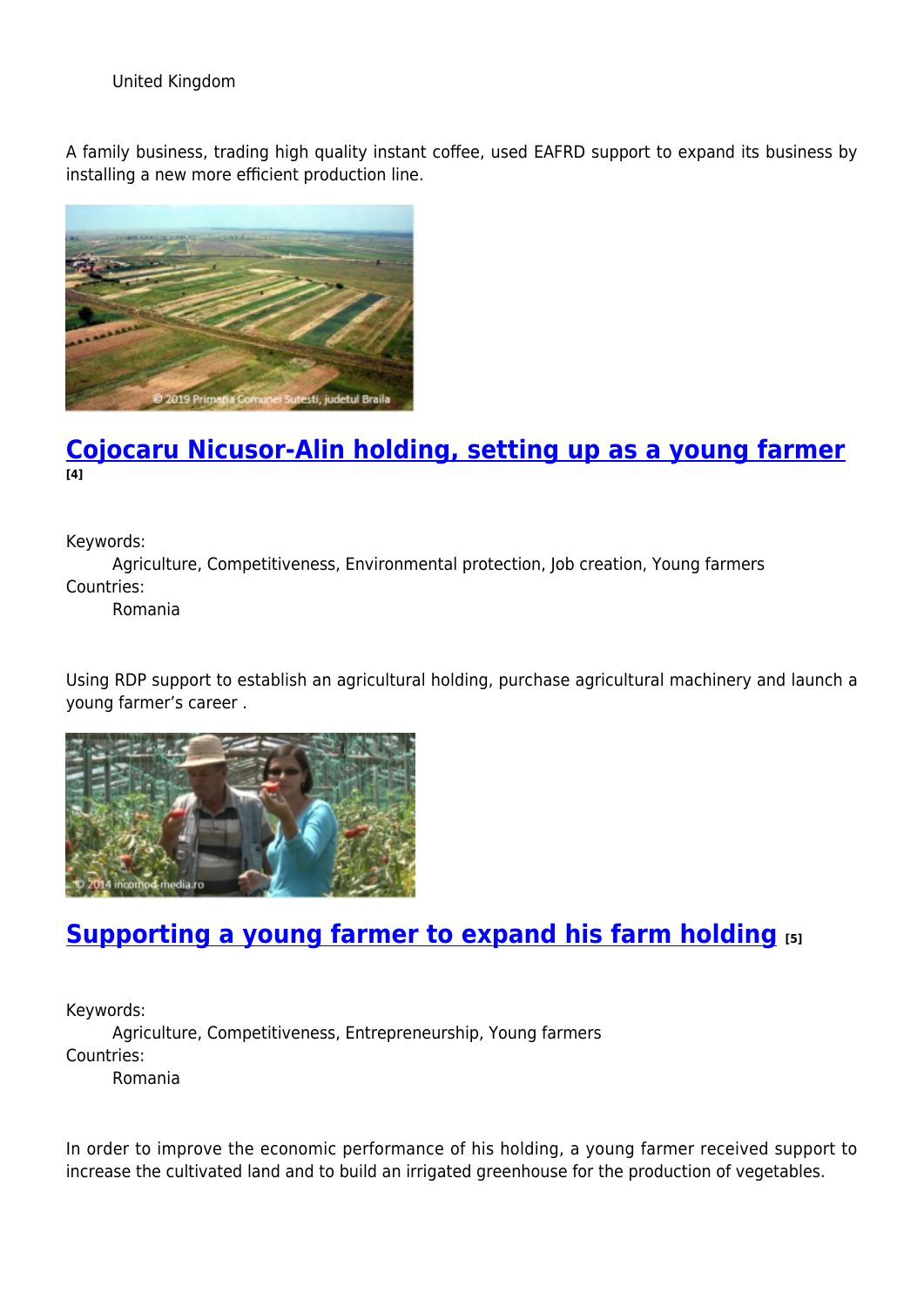United Kingdom

A family business, trading high quality instant coffee, used EAFRD support to expand its business by installing a new more efficient production line.

## Cojocaru Nicusor-Alin holding, setting up as a young farmer [4]

Keywords:
Agriculture, Competitiveness, Environmental protection, Job creation, Young farmers

Countries:
Romania

Using RDP support to establish an agricultural holding, purchase agricultural machinery and launch a young farmer's career .

## Supporting a young farmer to expand his farm holding [5]

Keywords:
Agriculture, Competitiveness, Entrepreneurship, Young farmers

Countries:
Romania

In order to improve the economic performance of his holding, a young farmer received support to increase the cultivated land and to build an irrigated greenhouse for the production of vegetables.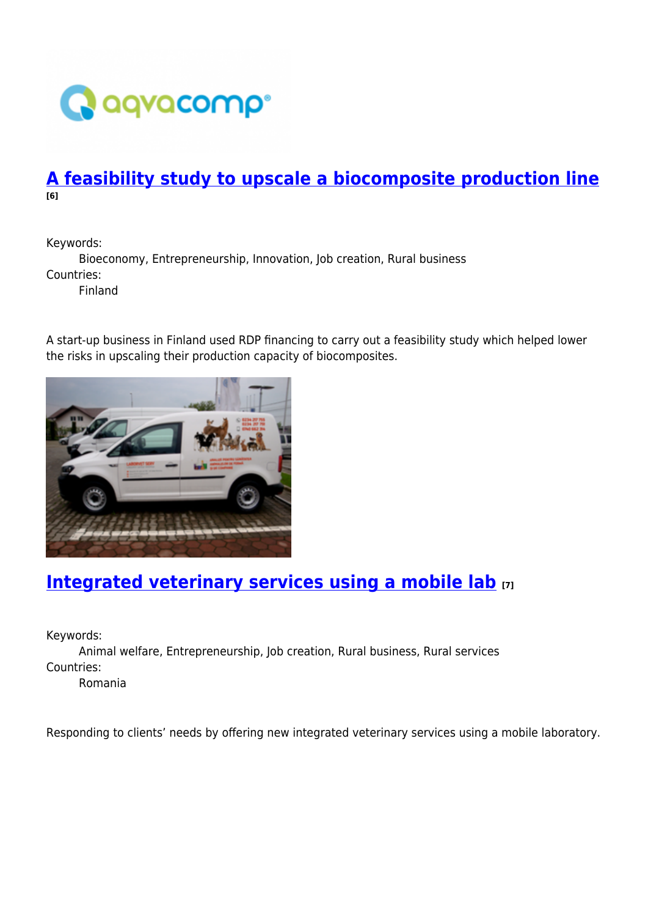## A feasibility study to upscale a biocomposite production line [6]

Keywords:
Bioeconomy, Entrepreneurship, Innovation, Job creation, Rural business

Countries:
Finland

A start-up business in Finland used RDP financing to carry out a feasibility study which helped lower the risks in upscaling their production capacity of biocomposites.

## Integrated veterinary services using a mobile lab [7]

Keywords:
Animal welfare, Entrepreneurship, Job creation, Rural business, Rural services

Countries:
Romania

Responding to clients' needs by offering new integrated veterinary services using a mobile laboratory.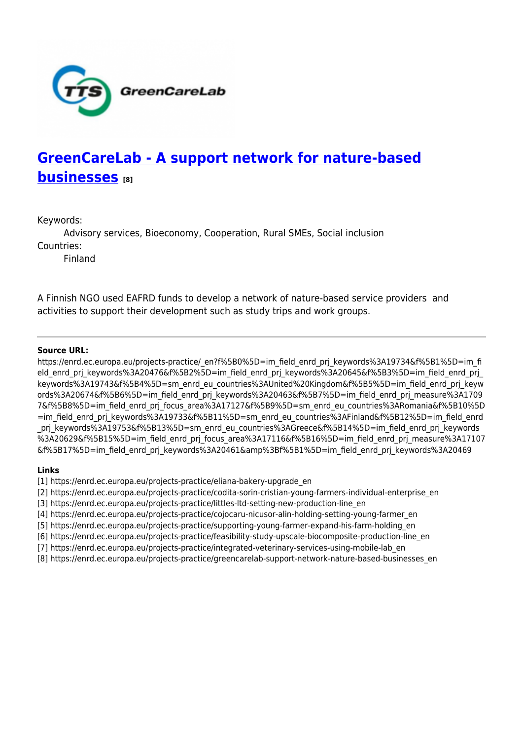## GreenCareLab - A support network for nature-based businesses [8]

Keywords:
  Advisory services, Bioeconomy, Cooperation, Rural SMEs, Social inclusion

Countries:
  Finland

A Finnish NGO used EAFRD funds to develop a network of nature-based service providers and activities to support their development such as study trips and work groups.

---

**Source URL:**
https://enrd.ec.europa.eu/projects-practice/_en?f%5B0%5D=im_field_enrd_prj_keywords%3A19734&f%5B1%5D=im_field_enrd_prj_keywords%3A20476&f%5B2%5D=im_field_enrd_prj_keywords%3A20645&f%5B3%5D=im_field_enrd_prj_keywords%3A19743&f%5B4%5D=sm_enrd_eu_countries%3AUnited%20Kingdom&f%5B5%5D=im_field_enrd_prj_keywords%3A20674&f%5B6%5D=im_field_enrd_prj_keywords%3A20463&f%5B7%5D=im_field_enrd_prj_measure%3A17097&f%5B8%5D=im_field_enrd_prj_focus_area%3A17127&f%5B9%5D=sm_enrd_eu_countries%3ARomania&f%5B10%5D=im_field_enrd_prj_keywords%3A19733&f%5B11%5D=sm_enrd_eu_countries%3AFinland&f%5B12%5D=im_field_enrd_prj_keywords%3A19753&f%5B13%5D=sm_enrd_eu_countries%3AGreece&f%5B14%5D=im_field_enrd_prj_keywords%3A20629&f%5B15%5D=im_field_enrd_prj_focus_area%3A17116&f%5B16%5D=im_field_enrd_prj_measure%3A17107&f%5B17%5D=im_field_enrd_prj_keywords%3A20461&amp%3Bf%5B1%5D=im_field_enrd_prj_keywords%3A20469

**Links**
[1] https://enrd.ec.europa.eu/projects-practice/eliana-bakery-upgrade_en
[2] https://enrd.ec.europa.eu/projects-practice/codita-sorin-cristian-young-farmers-individual-enterprise_en
[3] https://enrd.ec.europa.eu/projects-practice/littles-ltd-setting-new-production-line_en
[4] https://enrd.ec.europa.eu/projects-practice/cojocaru-nicusor-alin-holding-setting-young-farmer_en
[5] https://enrd.ec.europa.eu/projects-practice/supporting-young-farmer-expand-his-farm-holding_en
[6] https://enrd.ec.europa.eu/projects-practice/feasibility-study-upscale-biocomposite-production-line_en
[7] https://enrd.ec.europa.eu/projects-practice/integrated-veterinary-services-using-mobile-lab_en
[8] https://enrd.ec.europa.eu/projects-practice/greencarelab-support-network-nature-based-businesses_en